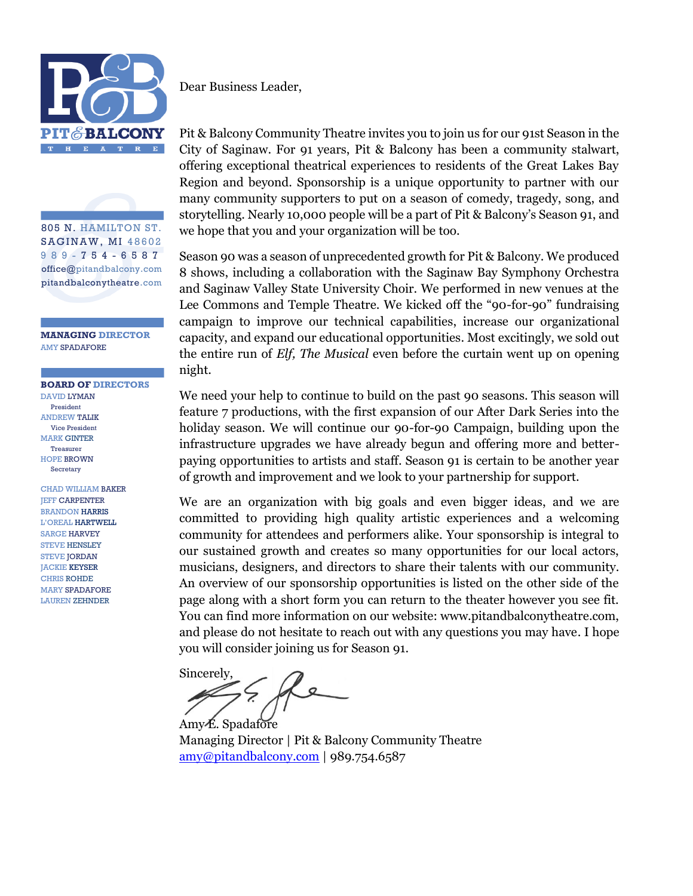PIT & BALCONY THEATRE

805 N. HAMILTON ST.
SAGINAW, MI 48602
989-754-6587
office@pitandbalcony.com
pitandbalconytheatre.com

**MANAGING DIRECTOR**
AMY SPADAFORE

**BOARD OF DIRECTORS**
DAVID LYMAN
President
ANDREW TALIK
Vice President
MARK GINTER
Treasurer
HOPE BROWN
Secretary

CHAD WILLIAM BAKER
JEFF CARPENTER
BRANDON HARRIS
L'OREAL HARTWELL
SARGE HARVEY
STEVE HENSLEY
STEVE JORDAN
JACKIE KEYSER
CHRIS ROHDE
MARY SPADAFORE
LAUREN ZEHNDER

Dear Business Leader,

Pit & Balcony Community Theatre invites you to join us for our 91st Season in the City of Saginaw. For 91 years, Pit & Balcony has been a community stalwart, offering exceptional theatrical experiences to residents of the Great Lakes Bay Region and beyond. Sponsorship is a unique opportunity to partner with our many community supporters to put on a season of comedy, tragedy, song, and storytelling. Nearly 10,000 people will be a part of Pit & Balcony's Season 91, and we hope that you and your organization will be too.

Season 90 was a season of unprecedented growth for Pit & Balcony. We produced 8 shows, including a collaboration with the Saginaw Bay Symphony Orchestra and Saginaw Valley State University Choir. We performed in new venues at the Lee Commons and Temple Theatre. We kicked off the "90-for-90" fundraising campaign to improve our technical capabilities, increase our organizational capacity, and expand our educational opportunities. Most excitingly, we sold out the entire run of *Elf, The Musical* even before the curtain went up on opening night.

We need your help to continue to build on the past 90 seasons. This season will feature 7 productions, with the first expansion of our After Dark Series into the holiday season. We will continue our 90-for-90 Campaign, building upon the infrastructure upgrades we have already begun and offering more and better-paying opportunities to artists and staff. Season 91 is certain to be another year of growth and improvement and we look to your partnership for support.

We are an organization with big goals and even bigger ideas, and we are committed to providing high quality artistic experiences and a welcoming community for attendees and performers alike. Your sponsorship is integral to our sustained growth and creates so many opportunities for our local actors, musicians, designers, and directors to share their talents with our community. An overview of our sponsorship opportunities is listed on the other side of the page along with a short form you can return to the theater however you see fit. You can find more information on our website: www.pitandbalconytheatre.com, and please do not hesitate to reach out with any questions you may have. I hope you will consider joining us for Season 91.

Sincerely,

Amy E. Spadafore
Managing Director | Pit & Balcony Community Theatre
amy@pitandbalcony.com | 989.754.6587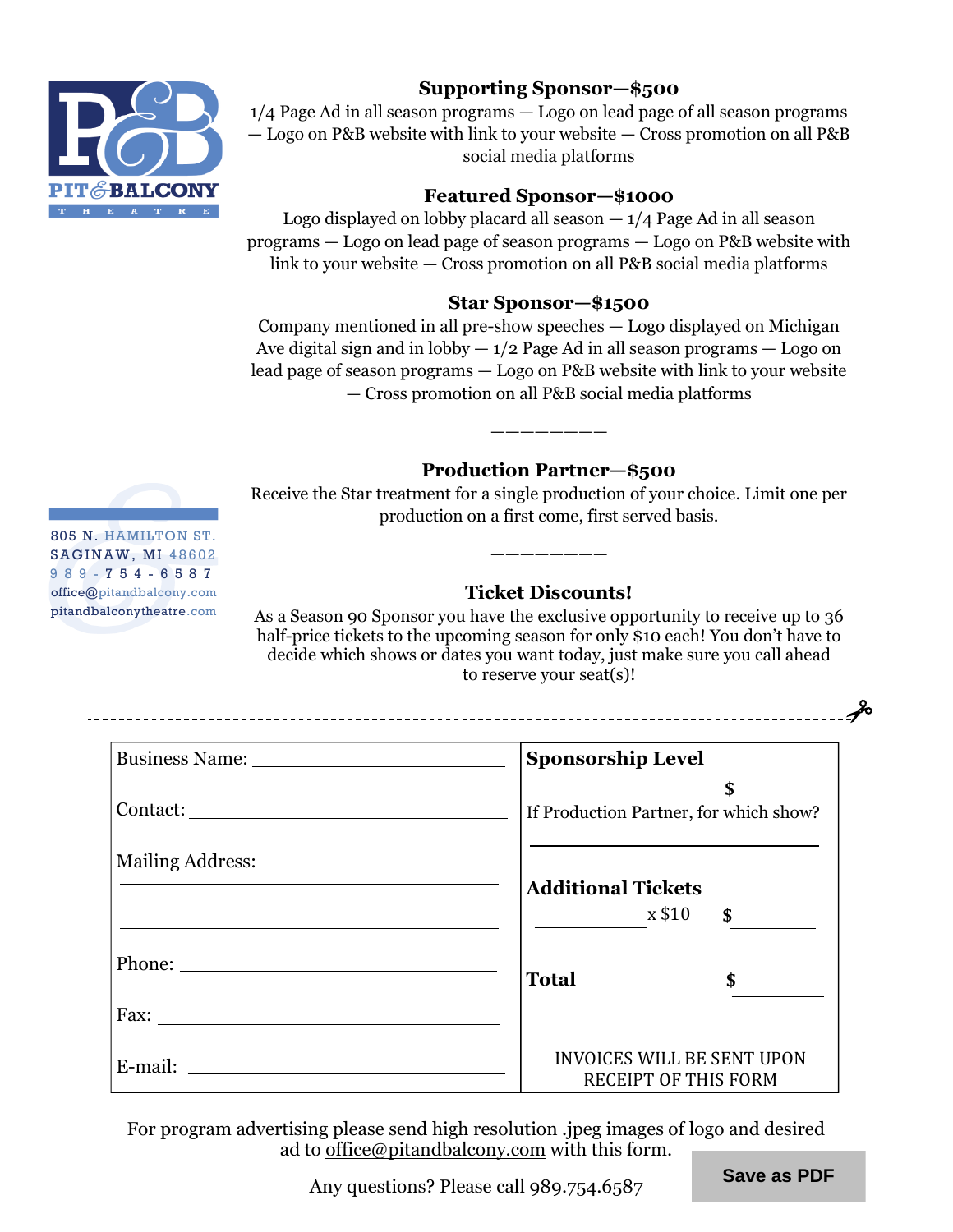PIT & BALCONY THEATRE

### Supporting Sponsor—$500

1/4 Page Ad in all season programs — Logo on lead page of all season programs — Logo on P&B website with link to your website — Cross promotion on all P&B social media platforms

### Featured Sponsor—$1000

Logo displayed on lobby placard all season — 1/4 Page Ad in all season programs — Logo on lead page of season programs — Logo on P&B website with link to your website — Cross promotion on all P&B social media platforms

### Star Sponsor—$1500

Company mentioned in all pre-show speeches — Logo displayed on Michigan Ave digital sign and in lobby — 1/2 Page Ad in all season programs — Logo on lead page of season programs — Logo on P&B website with link to your website — Cross promotion on all P&B social media platforms

—————————

### Production Partner—$500

Receive the Star treatment for a single production of your choice. Limit one per production on a first come, first served basis.

—————————

805 N. HAMILTON ST.
SAGINAW, MI 48602
989-754-6587
office@pitandbalcony.com
pitandbalconytheatre.com

### Ticket Discounts!

As a Season 90 Sponsor you have the exclusive opportunity to receive up to 36 half-price tickets to the upcoming season for only $10 each! You don't have to decide which shows or dates you want today, just make sure you call ahead to reserve your seat(s)!

- - - - - - - - - - - - - - - - - - - - - - - - - - - - - - - - - - - - - - - - ✂

| | |
|---|---|
| Business Name: ____________________ | **Sponsorship Level** |
| Contact: ____________________ | ____________ $ ________ |
| | If Production Partner, for which show? ____________________ |
| Mailing Address: ____________________ ____________________ | **Additional Tickets** ________ x $10 $ ________ |
| Phone: ____________________ | **Total** $ ________ |
| Fax: ____________________ | |
| E-mail: ____________________ | INVOICES WILL BE SENT UPON RECEIPT OF THIS FORM |

For program advertising please send high resolution .jpeg images of logo and desired ad to office@pitandbalcony.com with this form.

Any questions? Please call 989.754.6587

Save as PDF